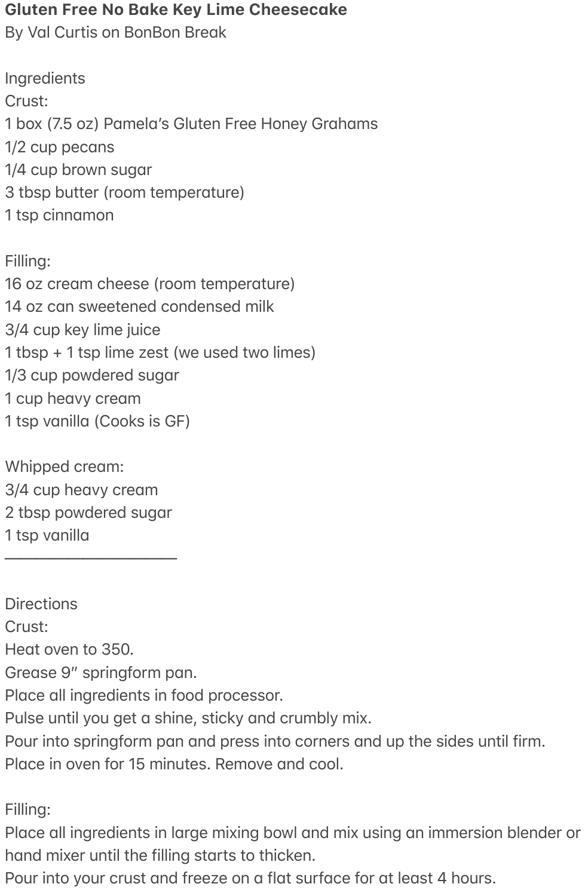**Gluten Free No Bake Key Lime Cheesecake**
By Val Curtis on BonBon Break

Ingredients
Crust:
1 box (7.5 oz) Pamela's Gluten Free Honey Grahams
1/2 cup pecans
1/4 cup brown sugar
3 tbsp butter (room temperature)
1 tsp cinnamon

Filling:
16 oz cream cheese (room temperature)
14 oz can sweetened condensed milk
3/4 cup key lime juice
1 tbsp + 1 tsp lime zest (we used two limes)
1/3 cup powdered sugar
1 cup heavy cream
1 tsp vanilla (Cooks is GF)

Whipped cream:
3/4 cup heavy cream
2 tbsp powdered sugar
1 tsp vanilla

---

Directions
Crust:
Heat oven to 350.
Grease 9" springform pan.
Place all ingredients in food processor.
Pulse until you get a shine, sticky and crumbly mix.
Pour into springform pan and press into corners and up the sides until firm.
Place in oven for 15 minutes. Remove and cool.

Filling:
Place all ingredients in large mixing bowl and mix using an immersion blender or hand mixer until the filling starts to thicken.
Pour into your crust and freeze on a flat surface for at least 4 hours.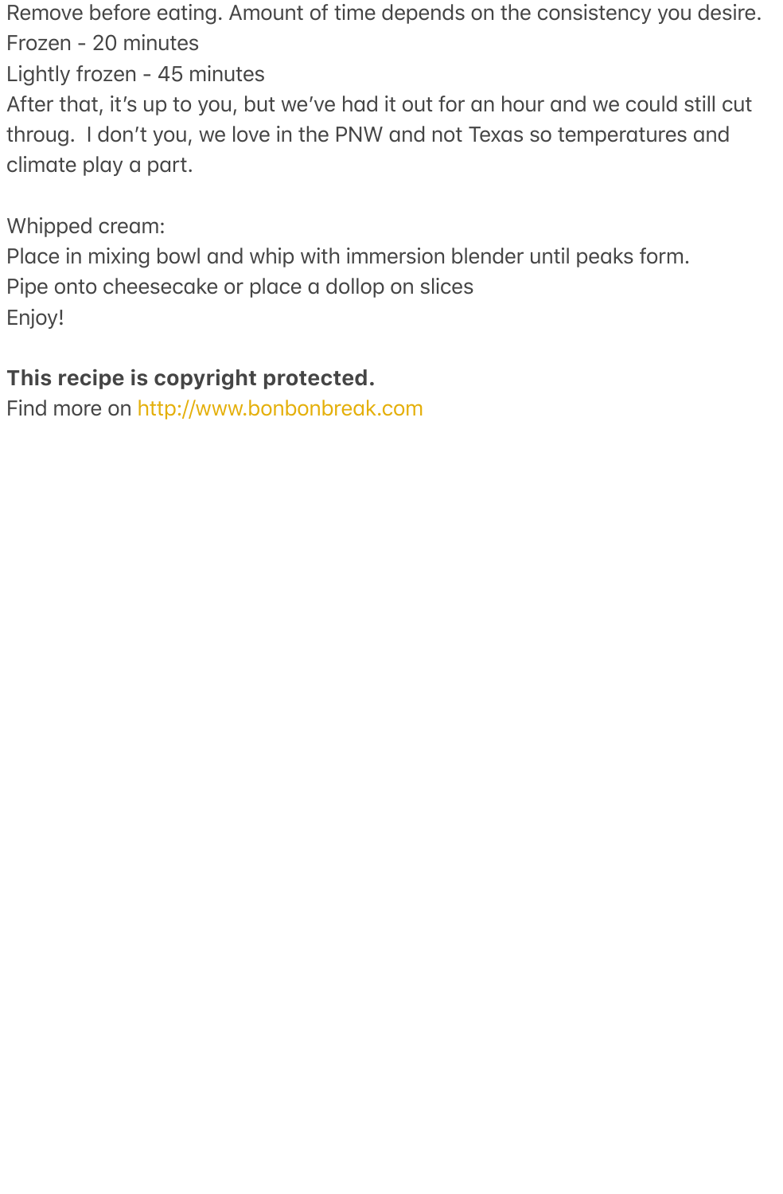Remove before eating. Amount of time depends on the consistency you desire.
Frozen - 20 minutes
Lightly frozen - 45 minutes
After that, it's up to you, but we've had it out for an hour and we could still cut throug.  I don't you, we love in the PNW and not Texas so temperatures and climate play a part.

Whipped cream:
Place in mixing bowl and whip with immersion blender until peaks form.
Pipe onto cheesecake or place a dollop on slices
Enjoy!

**This recipe is copyright protected.**
Find more on http://www.bonbonbreak.com